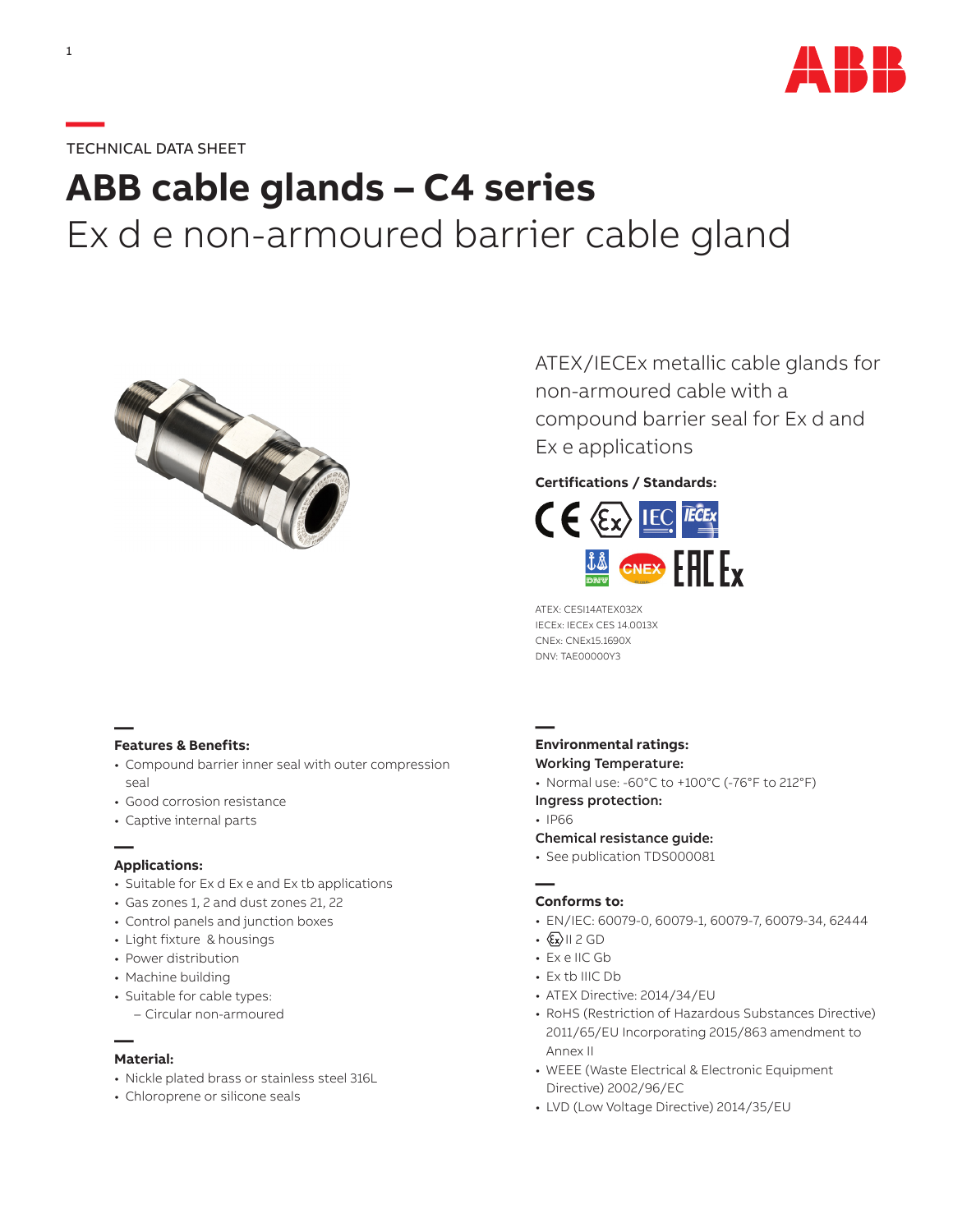TECHNICAL DATA SHEET

# ABB cable glands – C4 series

## Ex d e non-armoured barrier cable gland

ATEX/IECEx metallic cable glands for non-armoured cable with a compound barrier seal for Ex d and Ex e applications

**Certifications / Standards:**

ATEX: CESI14ATEX032X
IECEx: IECEx CES 14.0013X
CNEx: CNEx15.1690X
DNV: TAE00000Y3

### Features & Benefits:

- Compound barrier inner seal with outer compression seal
- Good corrosion resistance
- Captive internal parts

### Applications:

- Suitable for Ex d Ex e and Ex tb applications
- Gas zones 1, 2 and dust zones 21, 22
- Control panels and junction boxes
- Light fixture & housings
- Power distribution
- Machine building
- Suitable for cable types:
  - Circular non-armoured

### Material:

- Nickle plated brass or stainless steel 316L
- Chloroprene or silicone seals

### Environmental ratings:

**Working Temperature:**

- Normal use: -60°C to +100°C (-76°F to 212°F)

**Ingress protection:**

- IP66

**Chemical resistance guide:**

- See publication TDS000081

### Conforms to:

- EN/IEC: 60079-0, 60079-1, 60079-7, 60079-34, 62444
- Ex II 2 GD
- Ex e IIC Gb
- Ex tb IIIC Db
- ATEX Directive: 2014/34/EU
- RoHS (Restriction of Hazardous Substances Directive) 2011/65/EU Incorporating 2015/863 amendment to Annex II
- WEEE (Waste Electrical & Electronic Equipment Directive) 2002/96/EC
- LVD (Low Voltage Directive) 2014/35/EU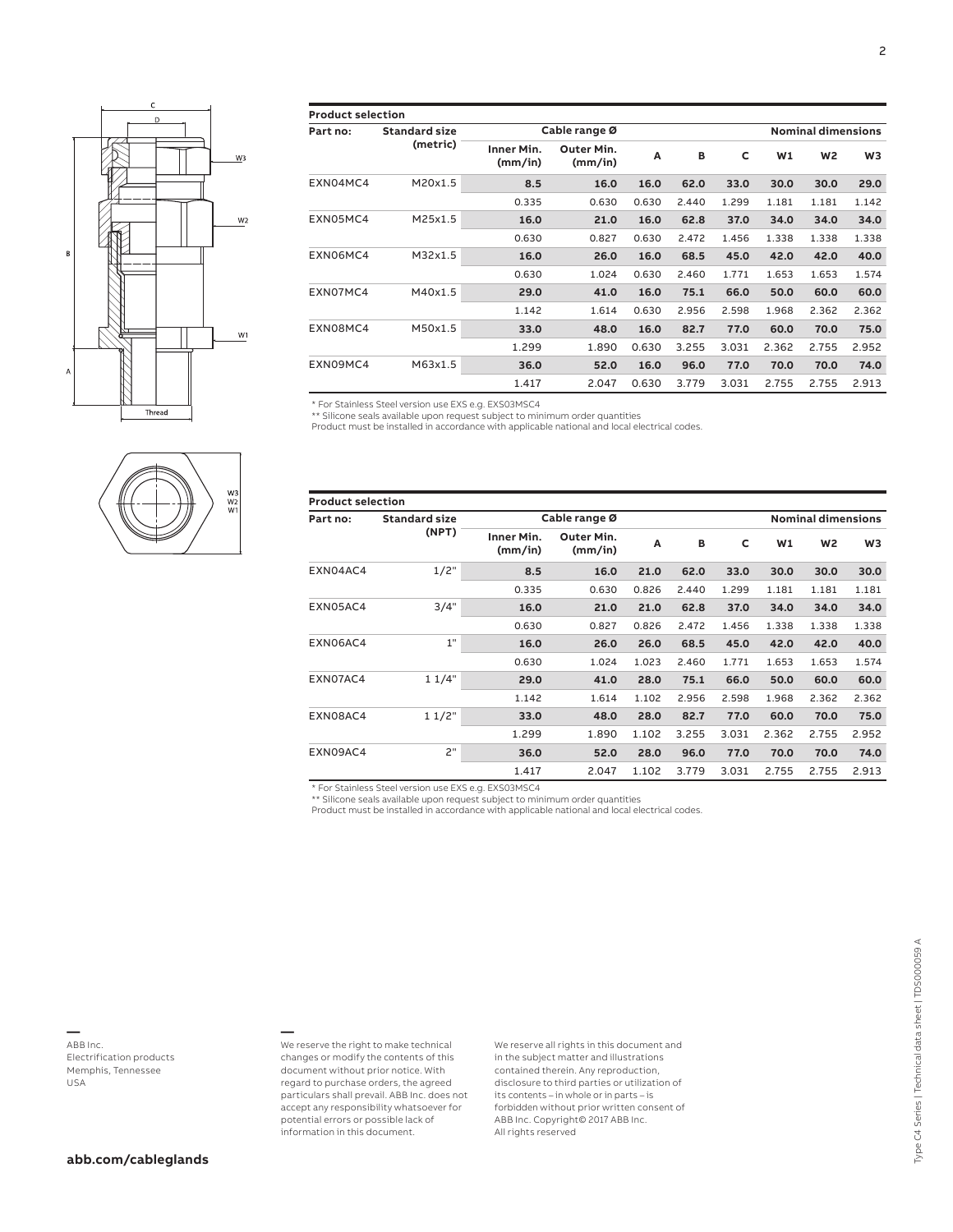## Product selection

| Part no: | Standard size (metric) | Cable range Ø | | | | | | | |
|---|---|---|---|---|---|---|---|---|---|
| | | Inner Min. (mm/in) | Outer Min. (mm/in) | A | B | C | W1 | W2 | W3 |
| | | | | | | | Nominal dimensions | | |
| EXN04MC4 | M20x1.5 | **8.5** | **16.0** | **16.0** | **62.0** | **33.0** | **30.0** | **30.0** | **29.0** |
| | | 0.335 | 0.630 | 0.630 | 2.440 | 1.299 | 1.181 | 1.181 | 1.142 |
| EXN05MC4 | M25x1.5 | **16.0** | **21.0** | **16.0** | **62.8** | **37.0** | **34.0** | **34.0** | **34.0** |
| | | 0.630 | 0.827 | 0.630 | 2.472 | 1.456 | 1.338 | 1.338 | 1.338 |
| EXN06MC4 | M32x1.5 | **16.0** | **26.0** | **16.0** | **68.5** | **45.0** | **42.0** | **42.0** | **40.0** |
| | | 0.630 | 1.024 | 0.630 | 2.460 | 1.771 | 1.653 | 1.653 | 1.574 |
| EXN07MC4 | M40x1.5 | **29.0** | **41.0** | **16.0** | **75.1** | **66.0** | **50.0** | **60.0** | **60.0** |
| | | 1.142 | 1.614 | 0.630 | 2.956 | 2.598 | 1.968 | 2.362 | 2.362 |
| EXN08MC4 | M50x1.5 | **33.0** | **48.0** | **16.0** | **82.7** | **77.0** | **60.0** | **70.0** | **75.0** |
| | | 1.299 | 1.890 | 0.630 | 3.255 | 3.031 | 2.362 | 2.755 | 2.952 |
| EXN09MC4 | M63x1.5 | **36.0** | **52.0** | **16.0** | **96.0** | **77.0** | **70.0** | **70.0** | **74.0** |
| | | 1.417 | 2.047 | 0.630 | 3.779 | 3.031 | 2.755 | 2.755 | 2.913 |

* For Stainless Steel version use EXS e.g. EXS03MSC4
** Silicone seals available upon request subject to minimum order quantities
Product must be installed in accordance with applicable national and local electrical codes.

## Product selection

| Part no: | Standard size (NPT) | Cable range Ø | | | | | | | |
|---|---|---|---|---|---|---|---|---|---|
| | | Inner Min. (mm/in) | Outer Min. (mm/in) | A | B | C | W1 | W2 | W3 |
| | | | | | | | Nominal dimensions | | |
| EXN04AC4 | 1/2" | **8.5** | **16.0** | **21.0** | **62.0** | **33.0** | **30.0** | **30.0** | **30.0** |
| | | 0.335 | 0.630 | 0.826 | 2.440 | 1.299 | 1.181 | 1.181 | 1.181 |
| EXN05AC4 | 3/4" | **16.0** | **21.0** | **21.0** | **62.8** | **37.0** | **34.0** | **34.0** | **34.0** |
| | | 0.630 | 0.827 | 0.826 | 2.472 | 1.456 | 1.338 | 1.338 | 1.338 |
| EXN06AC4 | 1" | **16.0** | **26.0** | **26.0** | **68.5** | **45.0** | **42.0** | **42.0** | **40.0** |
| | | 0.630 | 1.024 | 1.023 | 2.460 | 1.771 | 1.653 | 1.653 | 1.574 |
| EXN07AC4 | 1 1/4" | **29.0** | **41.0** | **28.0** | **75.1** | **66.0** | **50.0** | **60.0** | **60.0** |
| | | 1.142 | 1.614 | 1.102 | 2.956 | 2.598 | 1.968 | 2.362 | 2.362 |
| EXN08AC4 | 1 1/2" | **33.0** | **48.0** | **28.0** | **82.7** | **77.0** | **60.0** | **70.0** | **75.0** |
| | | 1.299 | 1.890 | 1.102 | 3.255 | 3.031 | 2.362 | 2.755 | 2.952 |
| EXN09AC4 | 2" | **36.0** | **52.0** | **28.0** | **96.0** | **77.0** | **70.0** | **70.0** | **74.0** |
| | | 1.417 | 2.047 | 1.102 | 3.779 | 3.031 | 2.755 | 2.755 | 2.913 |

* For Stainless Steel version use EXS e.g. EXS03MSC4
** Silicone seals available upon request subject to minimum order quantities
Product must be installed in accordance with applicable national and local electrical codes.

C
D
W3
W2
B
W1
A
Thread

W3
W2
W1

—
ABB Inc.
Electrification products
Memphis, Tennessee
USA

—
We reserve the right to make technical changes or modify the contents of this document without prior notice. With regard to purchase orders, the agreed particulars shall prevail. ABB Inc. does not accept any responsibility whatsoever for potential errors or possible lack of information in this document.

We reserve all rights in this document and in the subject matter and illustrations contained therein. Any reproduction, disclosure to third parties or utilization of its contents – in whole or in parts – is forbidden without prior written consent of ABB Inc. Copyright© 2017 ABB Inc.
All rights reserved

**abb.com/cableglands**